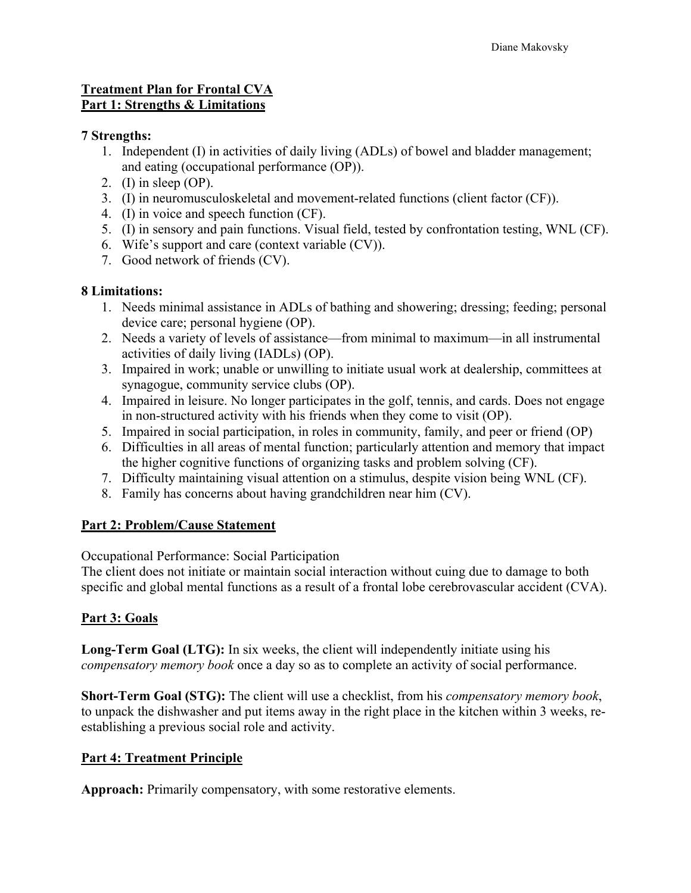**Treatment Plan for Frontal CVA**
**Part 1: Strengths & Limitations**

**7 Strengths:**

1. Independent (I) in activities of daily living (ADLs) of bowel and bladder management; and eating (occupational performance (OP)).
2. (I) in sleep (OP).
3. (I) in neuromusculoskeletal and movement-related functions (client factor (CF)).
4. (I) in voice and speech function (CF).
5. (I) in sensory and pain functions. Visual field, tested by confrontation testing, WNL (CF).
6. Wife's support and care (context variable (CV)).
7. Good network of friends (CV).

**8 Limitations:**

1. Needs minimal assistance in ADLs of bathing and showering; dressing; feeding; personal device care; personal hygiene (OP).
2. Needs a variety of levels of assistance—from minimal to maximum—in all instrumental activities of daily living (IADLs) (OP).
3. Impaired in work; unable or unwilling to initiate usual work at dealership, committees at synagogue, community service clubs (OP).
4. Impaired in leisure. No longer participates in the golf, tennis, and cards. Does not engage in non-structured activity with his friends when they come to visit (OP).
5. Impaired in social participation, in roles in community, family, and peer or friend (OP)
6. Difficulties in all areas of mental function; particularly attention and memory that impact the higher cognitive functions of organizing tasks and problem solving (CF).
7. Difficulty maintaining visual attention on a stimulus, despite vision being WNL (CF).
8. Family has concerns about having grandchildren near him (CV).

**Part 2: Problem/Cause Statement**

Occupational Performance: Social Participation
The client does not initiate or maintain social interaction without cuing due to damage to both specific and global mental functions as a result of a frontal lobe cerebrovascular accident (CVA).

**Part 3: Goals**

**Long-Term Goal (LTG):** In six weeks, the client will independently initiate using his *compensatory memory book* once a day so as to complete an activity of social performance.

**Short-Term Goal (STG):** The client will use a checklist, from his *compensatory memory book*, to unpack the dishwasher and put items away in the right place in the kitchen within 3 weeks, re-establishing a previous social role and activity.

**Part 4: Treatment Principle**

**Approach:** Primarily compensatory, with some restorative elements.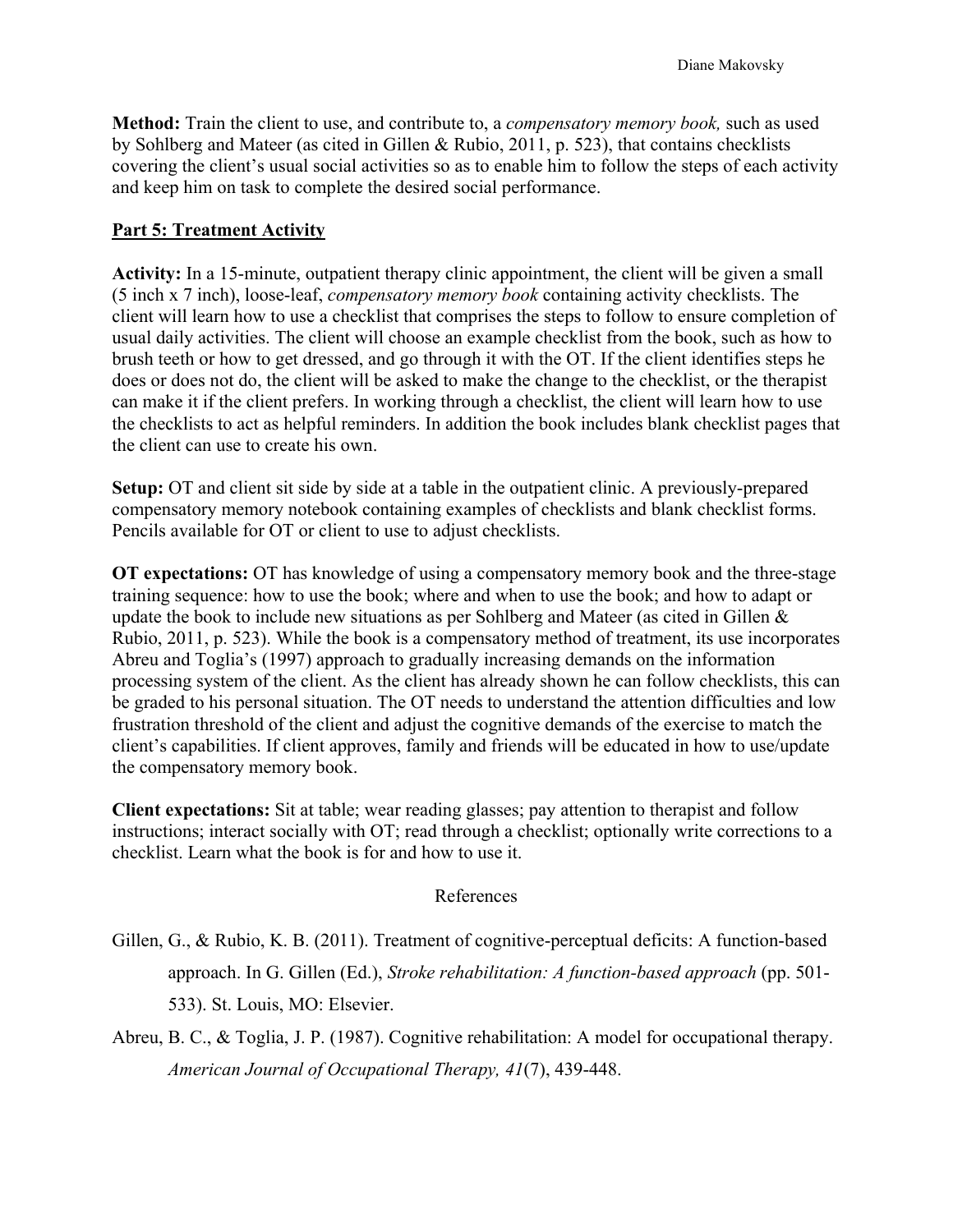**Method:** Train the client to use, and contribute to, a *compensatory memory book,* such as used by Sohlberg and Mateer (as cited in Gillen & Rubio, 2011, p. 523), that contains checklists covering the client's usual social activities so as to enable him to follow the steps of each activity and keep him on task to complete the desired social performance.

## Part 5: Treatment Activity

**Activity:** In a 15-minute, outpatient therapy clinic appointment, the client will be given a small (5 inch x 7 inch), loose-leaf, *compensatory memory book* containing activity checklists. The client will learn how to use a checklist that comprises the steps to follow to ensure completion of usual daily activities. The client will choose an example checklist from the book, such as how to brush teeth or how to get dressed, and go through it with the OT. If the client identifies steps he does or does not do, the client will be asked to make the change to the checklist, or the therapist can make it if the client prefers. In working through a checklist, the client will learn how to use the checklists to act as helpful reminders. In addition the book includes blank checklist pages that the client can use to create his own.

**Setup:** OT and client sit side by side at a table in the outpatient clinic. A previously-prepared compensatory memory notebook containing examples of checklists and blank checklist forms. Pencils available for OT or client to use to adjust checklists.

**OT expectations:** OT has knowledge of using a compensatory memory book and the three-stage training sequence: how to use the book; where and when to use the book; and how to adapt or update the book to include new situations as per Sohlberg and Mateer (as cited in Gillen & Rubio, 2011, p. 523). While the book is a compensatory method of treatment, its use incorporates Abreu and Toglia's (1997) approach to gradually increasing demands on the information processing system of the client. As the client has already shown he can follow checklists, this can be graded to his personal situation. The OT needs to understand the attention difficulties and low frustration threshold of the client and adjust the cognitive demands of the exercise to match the client's capabilities. If client approves, family and friends will be educated in how to use/update the compensatory memory book.

**Client expectations:** Sit at table; wear reading glasses; pay attention to therapist and follow instructions; interact socially with OT; read through a checklist; optionally write corrections to a checklist. Learn what the book is for and how to use it.

References

Gillen, G., & Rubio, K. B. (2011). Treatment of cognitive-perceptual deficits: A function-based approach. In G. Gillen (Ed.), *Stroke rehabilitation: A function-based approach* (pp. 501-533). St. Louis, MO: Elsevier.

Abreu, B. C., & Toglia, J. P. (1987). Cognitive rehabilitation: A model for occupational therapy. *American Journal of Occupational Therapy, 41*(7), 439-448.